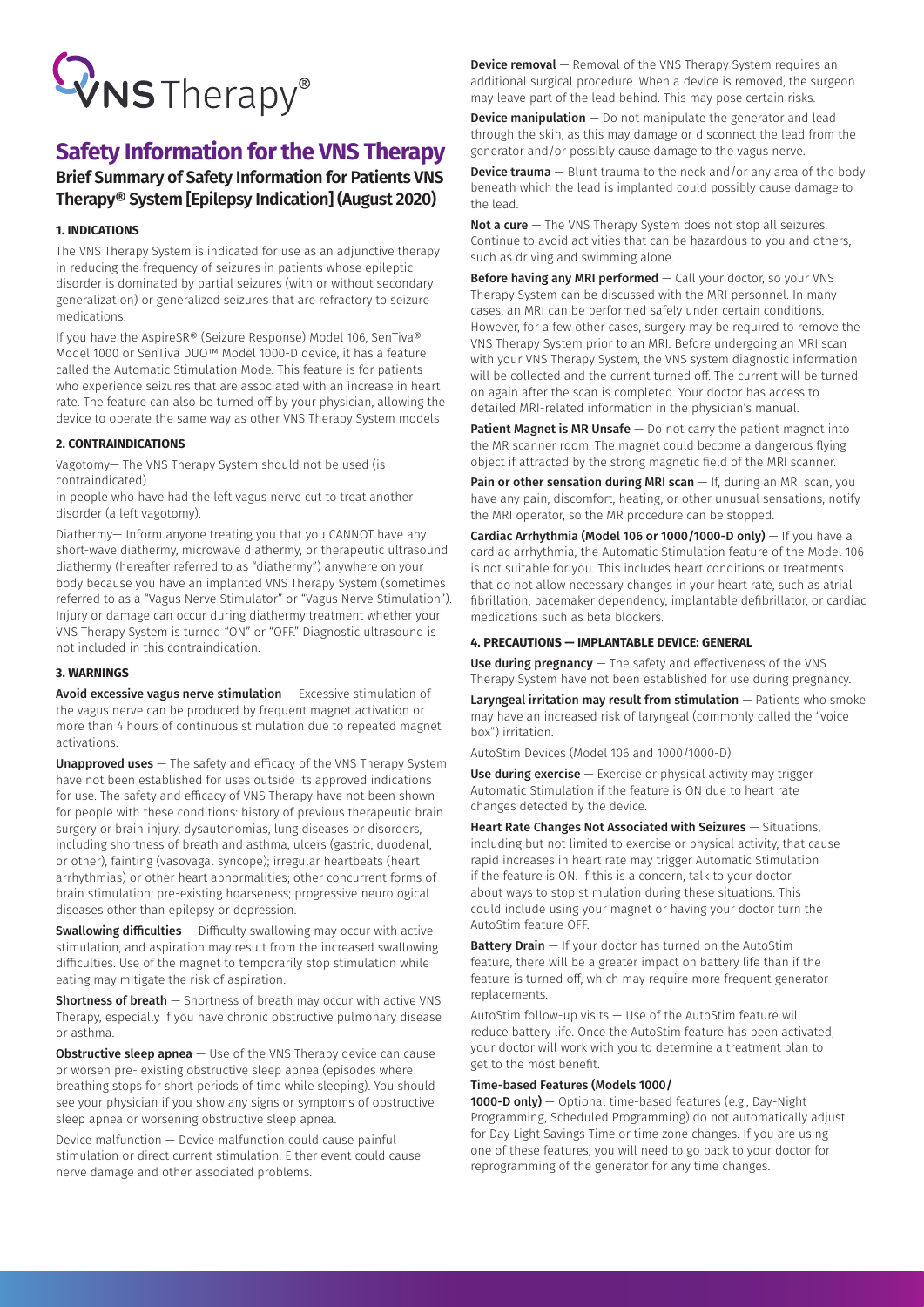VNS Therapy®

# Safety Information for the VNS Therapy

## Brief Summary of Safety Information for Patients VNS Therapy® System [Epilepsy Indication] (August 2020)

### 1. INDICATIONS

The VNS Therapy System is indicated for use as an adjunctive therapy in reducing the frequency of seizures in patients whose epileptic disorder is dominated by partial seizures (with or without secondary generalization) or generalized seizures that are refractory to seizure medications.

If you have the AspireSR® (Seizure Response) Model 106, SenTiva® Model 1000 or SenTiva DUO™ Model 1000-D device, it has a feature called the Automatic Stimulation Mode. This feature is for patients who experience seizures that are associated with an increase in heart rate. The feature can also be turned off by your physician, allowing the device to operate the same way as other VNS Therapy System models

### 2. CONTRAINDICATIONS

Vagotomy— The VNS Therapy System should not be used (is contraindicated)

in people who have had the left vagus nerve cut to treat another disorder (a left vagotomy).

Diathermy— Inform anyone treating you that you CANNOT have any short-wave diathermy, microwave diathermy, or therapeutic ultrasound diathermy (hereafter referred to as "diathermy") anywhere on your body because you have an implanted VNS Therapy System (sometimes referred to as a "Vagus Nerve Stimulator" or "Vagus Nerve Stimulation"). Injury or damage can occur during diathermy treatment whether your VNS Therapy System is turned "ON" or "OFF." Diagnostic ultrasound is not included in this contraindication.

### 3. WARNINGS

**Avoid excessive vagus nerve stimulation** — Excessive stimulation of the vagus nerve can be produced by frequent magnet activation or more than 4 hours of continuous stimulation due to repeated magnet activations.

**Unapproved uses** — The safety and efficacy of the VNS Therapy System have not been established for uses outside its approved indications for use. The safety and efficacy of VNS Therapy have not been shown for people with these conditions: history of previous therapeutic brain surgery or brain injury, dysautonomias, lung diseases or disorders, including shortness of breath and asthma, ulcers (gastric, duodenal, or other), fainting (vasovagal syncope); irregular heartbeats (heart arrhythmias) or other heart abnormalities; other concurrent forms of brain stimulation; pre-existing hoarseness; progressive neurological diseases other than epilepsy or depression.

**Swallowing difficulties** — Difficulty swallowing may occur with active stimulation, and aspiration may result from the increased swallowing difficulties. Use of the magnet to temporarily stop stimulation while eating may mitigate the risk of aspiration.

**Shortness of breath** — Shortness of breath may occur with active VNS Therapy, especially if you have chronic obstructive pulmonary disease or asthma.

**Obstructive sleep apnea** — Use of the VNS Therapy device can cause or worsen pre- existing obstructive sleep apnea (episodes where breathing stops for short periods of time while sleeping). You should see your physician if you show any signs or symptoms of obstructive sleep apnea or worsening obstructive sleep apnea.

Device malfunction — Device malfunction could cause painful stimulation or direct current stimulation. Either event could cause nerve damage and other associated problems.

**Device removal** — Removal of the VNS Therapy System requires an additional surgical procedure. When a device is removed, the surgeon may leave part of the lead behind. This may pose certain risks.

**Device manipulation** — Do not manipulate the generator and lead through the skin, as this may damage or disconnect the lead from the generator and/or possibly cause damage to the vagus nerve.

**Device trauma** — Blunt trauma to the neck and/or any area of the body beneath which the lead is implanted could possibly cause damage to the lead.

**Not a cure** — The VNS Therapy System does not stop all seizures. Continue to avoid activities that can be hazardous to you and others, such as driving and swimming alone.

**Before having any MRI performed** — Call your doctor, so your VNS Therapy System can be discussed with the MRI personnel. In many cases, an MRI can be performed safely under certain conditions. However, for a few other cases, surgery may be required to remove the VNS Therapy System prior to an MRI. Before undergoing an MRI scan with your VNS Therapy System, the VNS system diagnostic information will be collected and the current turned off. The current will be turned on again after the scan is completed. Your doctor has access to detailed MRI-related information in the physician's manual.

**Patient Magnet is MR Unsafe** — Do not carry the patient magnet into the MR scanner room. The magnet could become a dangerous flying object if attracted by the strong magnetic field of the MRI scanner.

**Pain or other sensation during MRI scan** — If, during an MRI scan, you have any pain, discomfort, heating, or other unusual sensations, notify the MRI operator, so the MR procedure can be stopped.

**Cardiac Arrhythmia (Model 106 or 1000/1000-D only)** — If you have a cardiac arrhythmia, the Automatic Stimulation feature of the Model 106 is not suitable for you. This includes heart conditions or treatments that do not allow necessary changes in your heart rate, such as atrial fibrillation, pacemaker dependency, implantable defibrillator, or cardiac medications such as beta blockers.

### 4. PRECAUTIONS — IMPLANTABLE DEVICE: GENERAL

**Use during pregnancy** — The safety and effectiveness of the VNS Therapy System have not been established for use during pregnancy.

**Laryngeal irritation may result from stimulation** — Patients who smoke may have an increased risk of laryngeal (commonly called the "voice box") irritation.

AutoStim Devices (Model 106 and 1000/1000-D)

**Use during exercise** — Exercise or physical activity may trigger Automatic Stimulation if the feature is ON due to heart rate changes detected by the device.

**Heart Rate Changes Not Associated with Seizures** — Situations, including but not limited to exercise or physical activity, that cause rapid increases in heart rate may trigger Automatic Stimulation if the feature is ON. If this is a concern, talk to your doctor about ways to stop stimulation during these situations. This could include using your magnet or having your doctor turn the AutoStim feature OFF.

**Battery Drain** — If your doctor has turned on the AutoStim feature, there will be a greater impact on battery life than if the feature is turned off, which may require more frequent generator replacements.

AutoStim follow-up visits — Use of the AutoStim feature will reduce battery life. Once the AutoStim feature has been activated, your doctor will work with you to determine a treatment plan to get to the most benefit.

**Time-based Features (Models 1000/1000-D only)** — Optional time-based features (e.g., Day-Night Programming, Scheduled Programming) do not automatically adjust for Day Light Savings Time or time zone changes. If you are using one of these features, you will need to go back to your doctor for reprogramming of the generator for any time changes.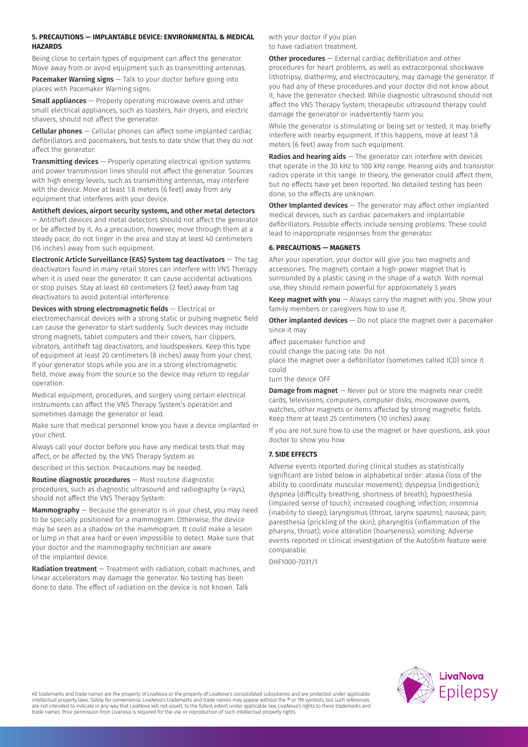**5. PRECAUTIONS — IMPLANTABLE DEVICE: ENVIRONMENTAL & MEDICAL HAZARDS**

Being close to certain types of equipment can affect the generator. Move away from or avoid equipment such as transmitting antennas.

**Pacemaker Warning signs** — Talk to your doctor before going into places with Pacemaker Warning signs.

**Small appliances** — Properly operating microwave ovens and other small electrical appliances, such as toasters, hair dryers, and electric shavers, should not affect the generator.

**Cellular phones** — Cellular phones can affect some implanted cardiac defibrillators and pacemakers, but tests to date show that they do not affect the generator.

**Transmitting devices** — Properly operating electrical ignition systems and power transmission lines should not affect the generator. Sources with high energy levels, such as transmitting antennas, may interfere with the device. Move at least 1.8 meters (6 feet) away from any equipment that interferes with your device.

**Antitheft devices, airport security systems, and other metal detectors** — Antitheft devices and metal detectors should not affect the generator or be affected by it. As a precaution, however, move through them at a steady pace; do not linger in the area and stay at least 40 centimeters (16 inches) away from such equipment.

**Electronic Article Surveillance (EAS) System tag deactivators** — The tag deactivators found in many retail stores can interfere with VNS Therapy when it is used near the generator. It can cause accidental activations or stop pulses. Stay at least 60 centimeters (2 feet) away from tag deactivators to avoid potential interference.

**Devices with strong electromagnetic fields** — Electrical or electromechanical devices with a strong static or pulsing magnetic field can cause the generator to start suddenly. Such devices may include strong magnets, tablet computers and their covers, hair clippers, vibrators, antitheft tag deactivators, and loudspeakers. Keep this type of equipment at least 20 centimeters (8 inches) away from your chest. If your generator stops while you are in a strong electromagnetic field, move away from the source so the device may return to regular operation.

Medical equipment, procedures, and surgery using certain electrical instruments can affect the VNS Therapy System's operation and sometimes damage the generator or lead.

Make sure that medical personnel know you have a device implanted in your chest.

Always call your doctor before you have any medical tests that may affect, or be affected by, the VNS Therapy System as described in this section. Precautions may be needed.

**Routine diagnostic procedures** — Most routine diagnostic procedures, such as diagnostic ultrasound and radiography (x-rays), should not affect the VNS Therapy System.

**Mammography** — Because the generator is in your chest, you may need to be specially positioned for a mammogram. Otherwise, the device may be seen as a shadow on the mammogram. It could make a lesion or lump in that area hard or even impossible to detect. Make sure that your doctor and the mammography technician are aware of the implanted device.

**Radiation treatment** — Treatment with radiation, cobalt machines, and linear accelerators may damage the generator. No testing has been done to date. The effect of radiation on the device is not known. Talk with your doctor if you plan to have radiation treatment.

**Other procedures** — External cardiac defibrillation and other procedures for heart problems, as well as extracorporeal shockwave lithotripsy, diathermy, and electrocautery, may damage the generator. If you had any of these procedures and your doctor did not know about it, have the generator checked. While diagnostic ultrasound should not affect the VNS Therapy System, therapeutic ultrasound therapy could damage the generator or inadvertently harm you.

While the generator is stimulating or being set or tested, it may briefly interfere with nearby equipment. If this happens, move at least 1.8 meters (6 feet) away from such equipment.

**Radios and hearing aids** — The generator can interfere with devices that operate in the 30 kHz to 100 kHz range. Hearing aids and transistor radios operate in this range. In theory, the generator could affect them, but no effects have yet been reported. No detailed testing has been done, so the effects are unknown.

**Other Implanted devices** — The generator may affect other implanted medical devices, such as cardiac pacemakers and implantable defibrillators. Possible effects include sensing problems. These could lead to inappropriate responses from the generator.

**6. PRECAUTIONS — MAGNETS**

After your operation, your doctor will give you two magnets and accessories. The magnets contain a high-power magnet that is surrounded by a plastic casing in the shape of a watch. With normal use, they should remain powerful for approximately 3 years

**Keep magnet with you** — Always carry the magnet with you. Show your family members or caregivers how to use it.

**Other implanted devices** — Do not place the magnet over a pacemaker since it may affect pacemaker function and could change the pacing rate. Do not place the magnet over a defibrillator (sometimes called ICD) since it could turn the device OFF

**Damage from magnet** — Never put or store the magnets near credit cards, televisions, computers, computer disks, microwave ovens, watches, other magnets or items affected by strong magnetic fields. Keep them at least 25 centimeters (10 inches) away.

If you are not sure how to use the magnet or have questions, ask your doctor to show you how.

**7. SIDE EFFECTS**

Adverse events reported during clinical studies as statistically significant are listed below in alphabetical order: ataxia (loss of the ability to coordinate muscular movement); dyspepsia (indigestion); dyspnea (difficulty breathing, shortness of breath); hypoesthesia (impaired sense of touch); increased coughing; infection; insomnia (inability to sleep); laryngismus (throat, larynx spasms); nausea; pain; paresthesia (prickling of the skin); pharyngitis (inflammation of the pharynx, throat); voice alteration (hoarseness); vomiting. Adverse events reported in clinical investigation of the AutoStim feature were comparable.

DHF1000-7031/1

All trademarks and trade names are the property of LivaNova or the property of LivaNova's consolidated subsidiaries and are protected under applicable intellectual property laws. Solely for convenience, LivaNova's trademarks and trade names may appear without the ® or TM symbols, but such references are not intended to indicate in any way that LivaNova will not assert, to the fullest extent under applicable law, LivaNova's rights to these trademarks and trade names. Prior permission from Livanova is required for the use or reproduction of such intellectual property rights.

LivaNova Epilepsy